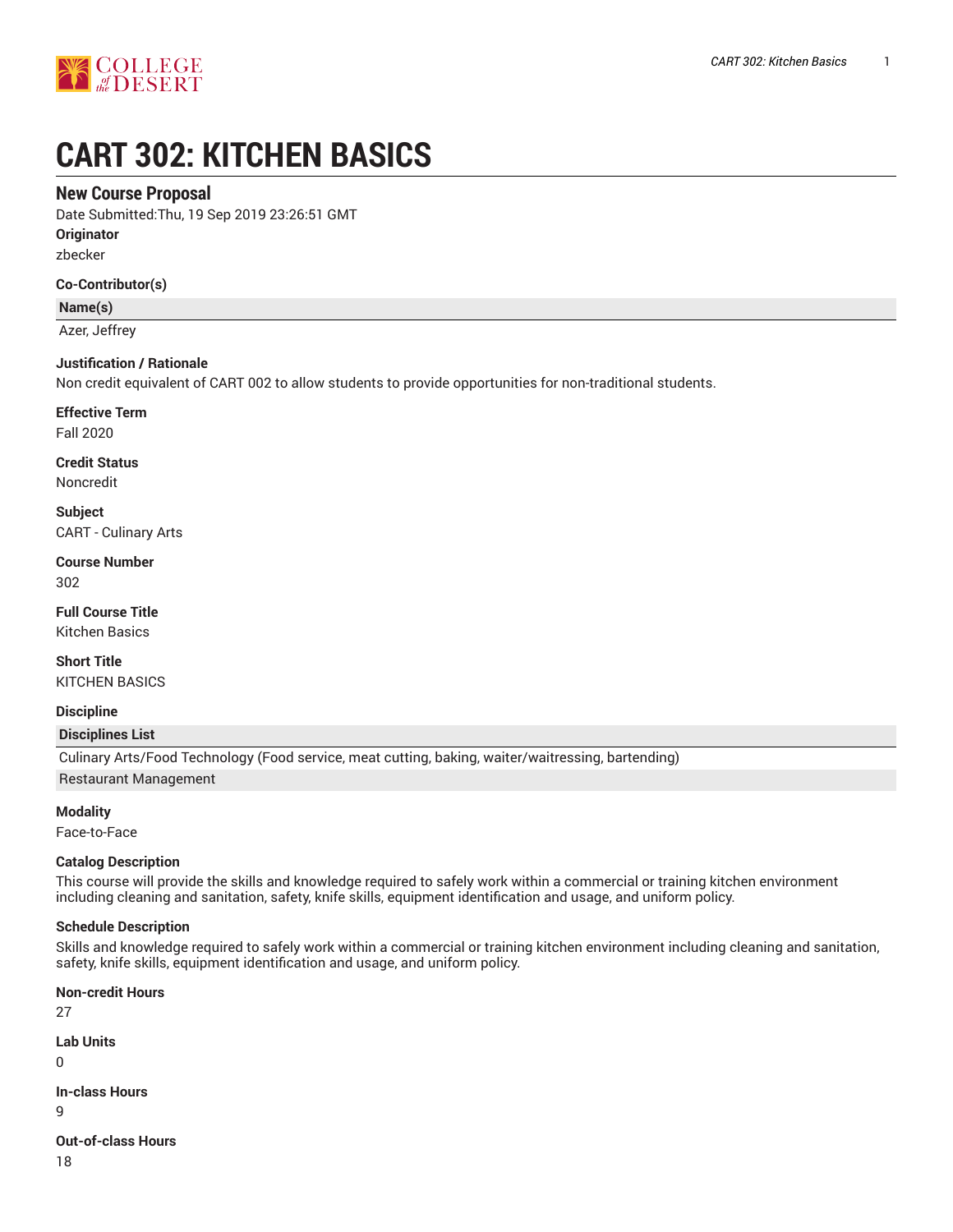# CART 302: KITCHEN BASICS

## New Course Proposal

Date Submitted:Thu, 19 Sep 2019 23:26:51 GMT

**Originator**

zbecker

**Co-Contributor(s)**

| Name(s) |
| --- |
| Azer, Jeffrey |

**Justification / Rationale**

Non credit equivalent of CART 002 to allow students to provide opportunities for non-traditional students.

**Effective Term**

Fall 2020

**Credit Status**

Noncredit

**Subject**

CART - Culinary Arts

**Course Number**

302

**Full Course Title**

Kitchen Basics

**Short Title**

KITCHEN BASICS

**Discipline**

| Disciplines List |
| --- |
| Culinary Arts/Food Technology (Food service, meat cutting, baking, waiter/waitressing, bartending) |
| Restaurant Management |

**Modality**

Face-to-Face

**Catalog Description**

This course will provide the skills and knowledge required to safely work within a commercial or training kitchen environment including cleaning and sanitation, safety, knife skills, equipment identification and usage, and uniform policy.

**Schedule Description**

Skills and knowledge required to safely work within a commercial or training kitchen environment including cleaning and sanitation, safety, knife skills, equipment identification and usage, and uniform policy.

**Non-credit Hours**

27

**Lab Units**

0

**In-class Hours**

9

**Out-of-class Hours**

18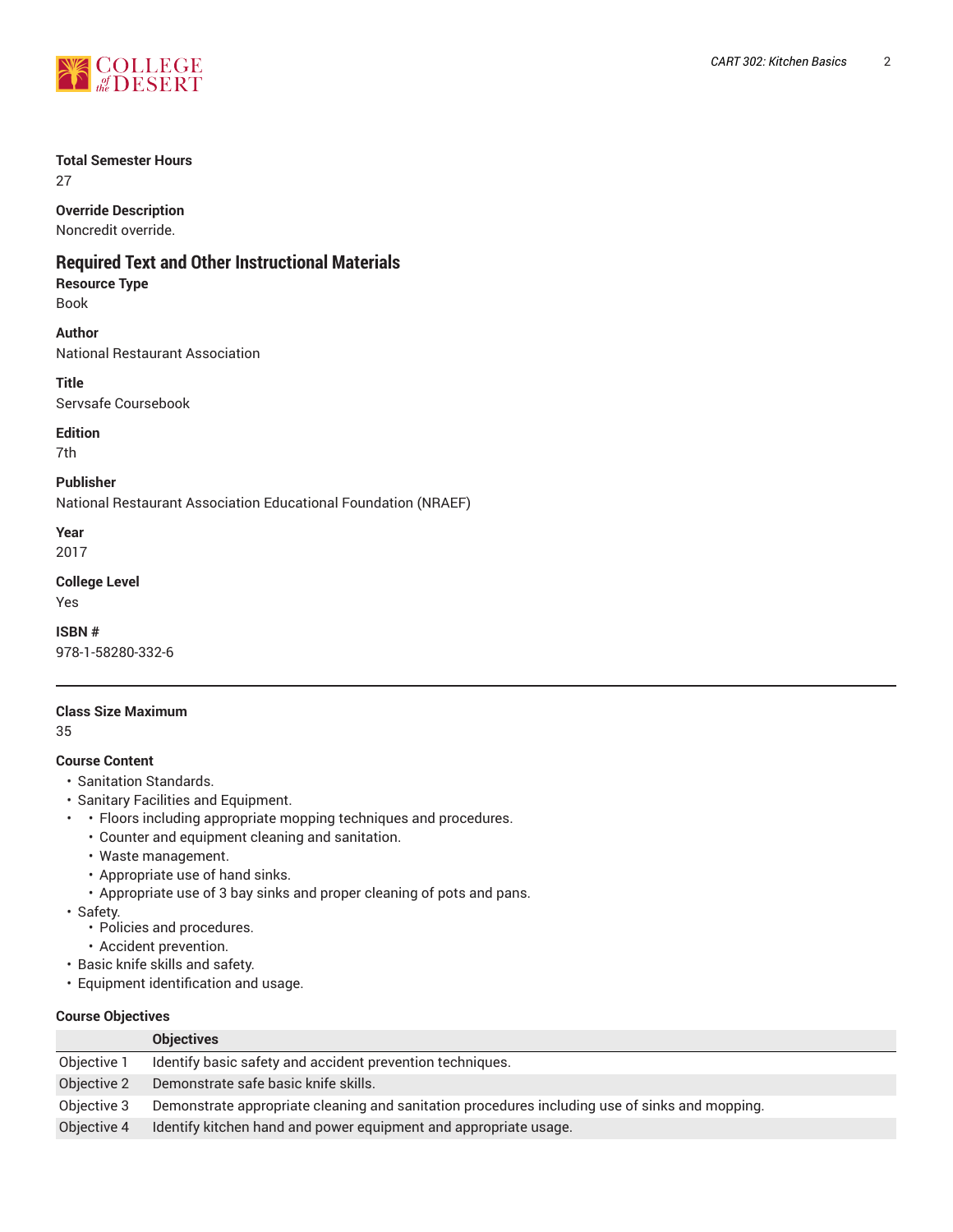**Total Semester Hours**
27

**Override Description**
Noncredit override.

## Required Text and Other Instructional Materials

**Resource Type**
Book

**Author**
National Restaurant Association

**Title**
Servsafe Coursebook

**Edition**
7th

**Publisher**
National Restaurant Association Educational Foundation (NRAEF)

**Year**
2017

**College Level**
Yes

**ISBN #**
978-1-58280-332-6

---

**Class Size Maximum**
35

**Course Content**

- Sanitation Standards.
- Sanitary Facilities and Equipment.
-
    - Floors including appropriate mopping techniques and procedures.
    - Counter and equipment cleaning and sanitation.
    - Waste management.
    - Appropriate use of hand sinks.
    - Appropriate use of 3 bay sinks and proper cleaning of pots and pans.
- Safety.
    - Policies and procedures.
    - Accident prevention.
- Basic knife skills and safety.
- Equipment identification and usage.

**Course Objectives**

| | Objectives |
|---|---|
| Objective 1 | Identify basic safety and accident prevention techniques. |
| Objective 2 | Demonstrate safe basic knife skills. |
| Objective 3 | Demonstrate appropriate cleaning and sanitation procedures including use of sinks and mopping. |
| Objective 4 | Identify kitchen hand and power equipment and appropriate usage. |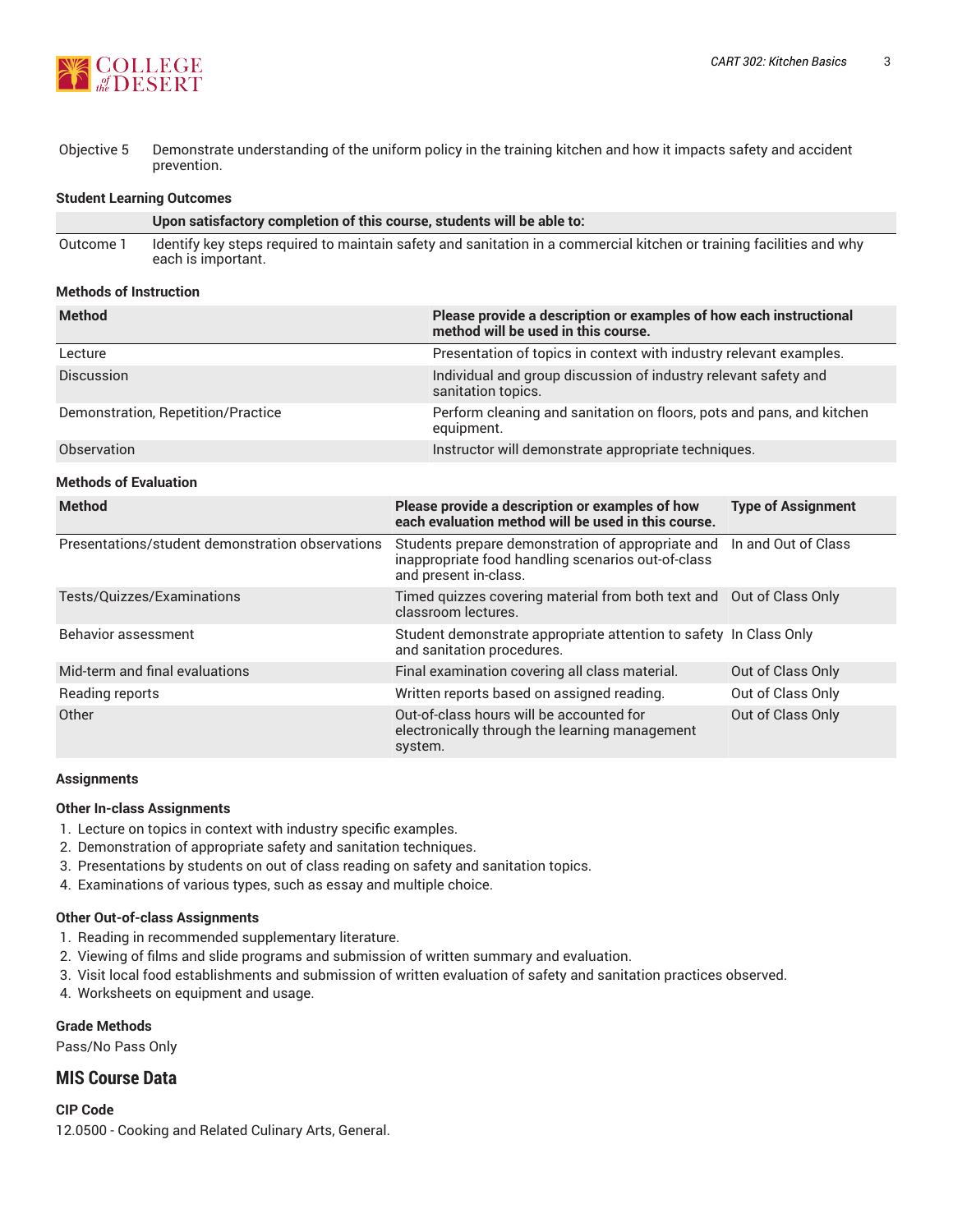| | |
|---|---|
| Objective 5 | Demonstrate understanding of the uniform policy in the training kitchen and how it impacts safety and accident prevention. |

#### Student Learning Outcomes

| | Upon satisfactory completion of this course, students will be able to: |
|---|---|
| Outcome 1 | Identify key steps required to maintain safety and sanitation in a commercial kitchen or training facilities and why each is important. |

#### Methods of Instruction

| Method | Please provide a description or examples of how each instructional method will be used in this course. |
|---|---|
| Lecture | Presentation of topics in context with industry relevant examples. |
| Discussion | Individual and group discussion of industry relevant safety and sanitation topics. |
| Demonstration, Repetition/Practice | Perform cleaning and sanitation on floors, pots and pans, and kitchen equipment. |
| Observation | Instructor will demonstrate appropriate techniques. |

#### Methods of Evaluation

| Method | Please provide a description or examples of how each evaluation method will be used in this course. | Type of Assignment |
|---|---|---|
| Presentations/student demonstration observations | Students prepare demonstration of appropriate and inappropriate food handling scenarios out-of-class and present in-class. | In and Out of Class |
| Tests/Quizzes/Examinations | Timed quizzes covering material from both text and classroom lectures. | Out of Class Only |
| Behavior assessment | Student demonstrate appropriate attention to safety and sanitation procedures. | In Class Only |
| Mid-term and final evaluations | Final examination covering all class material. | Out of Class Only |
| Reading reports | Written reports based on assigned reading. | Out of Class Only |
| Other | Out-of-class hours will be accounted for electronically through the learning management system. | Out of Class Only |

#### Assignments

#### Other In-class Assignments

1. Lecture on topics in context with industry specific examples.
2. Demonstration of appropriate safety and sanitation techniques.
3. Presentations by students on out of class reading on safety and sanitation topics.
4. Examinations of various types, such as essay and multiple choice.

#### Other Out-of-class Assignments

1. Reading in recommended supplementary literature.
2. Viewing of films and slide programs and submission of written summary and evaluation.
3. Visit local food establishments and submission of written evaluation of safety and sanitation practices observed.
4. Worksheets on equipment and usage.

#### Grade Methods

Pass/No Pass Only

## MIS Course Data

#### CIP Code

12.0500 - Cooking and Related Culinary Arts, General.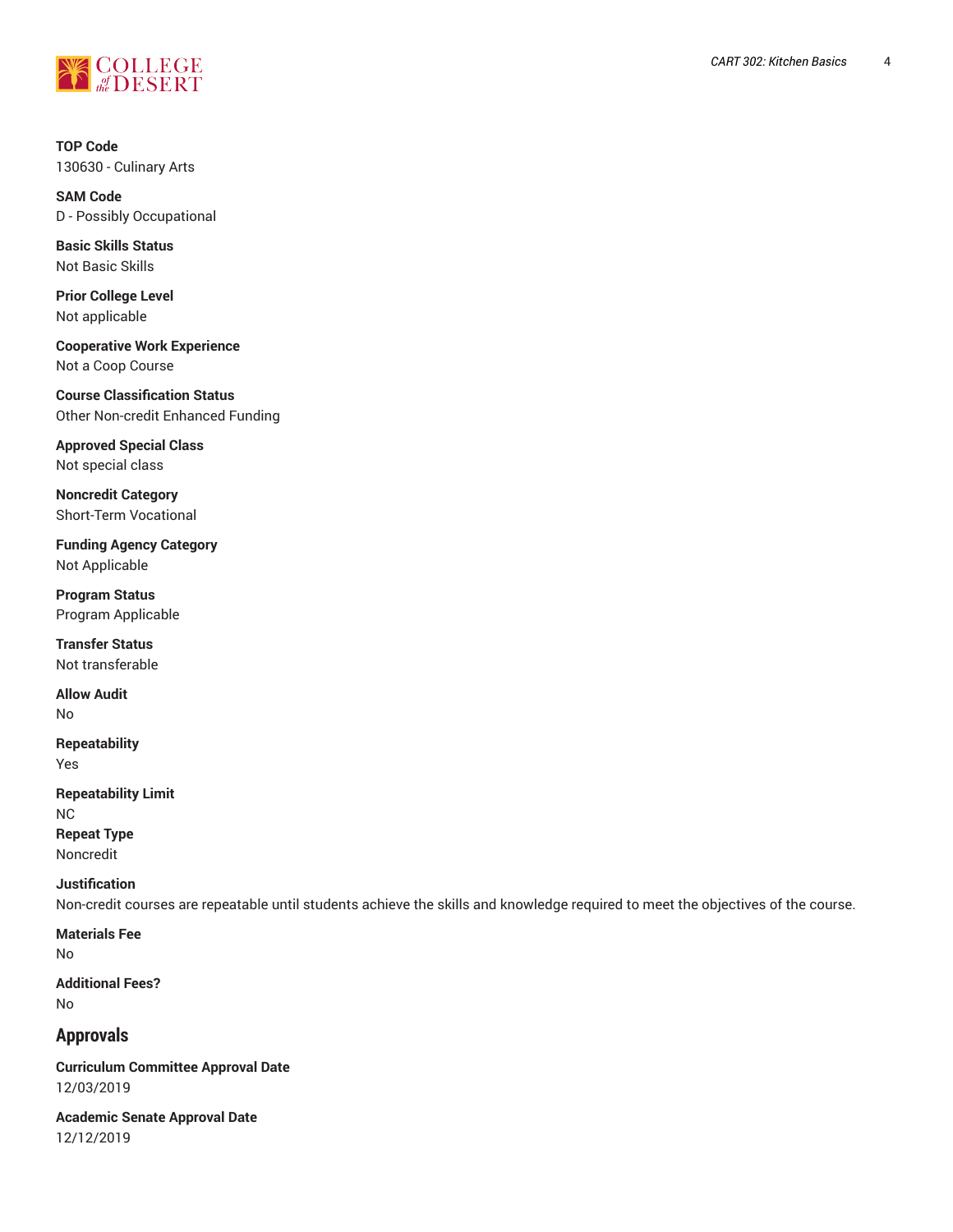**TOP Code**
130630 - Culinary Arts

**SAM Code**
D - Possibly Occupational

**Basic Skills Status**
Not Basic Skills

**Prior College Level**
Not applicable

**Cooperative Work Experience**
Not a Coop Course

**Course Classification Status**
Other Non-credit Enhanced Funding

**Approved Special Class**
Not special class

**Noncredit Category**
Short-Term Vocational

**Funding Agency Category**
Not Applicable

**Program Status**
Program Applicable

**Transfer Status**
Not transferable

**Allow Audit**
No

**Repeatability**
Yes

**Repeatability Limit**
NC

**Repeat Type**
Noncredit

**Justification**
Non-credit courses are repeatable until students achieve the skills and knowledge required to meet the objectives of the course.

**Materials Fee**
No

**Additional Fees?**
No

## Approvals

**Curriculum Committee Approval Date**
12/03/2019

**Academic Senate Approval Date**
12/12/2019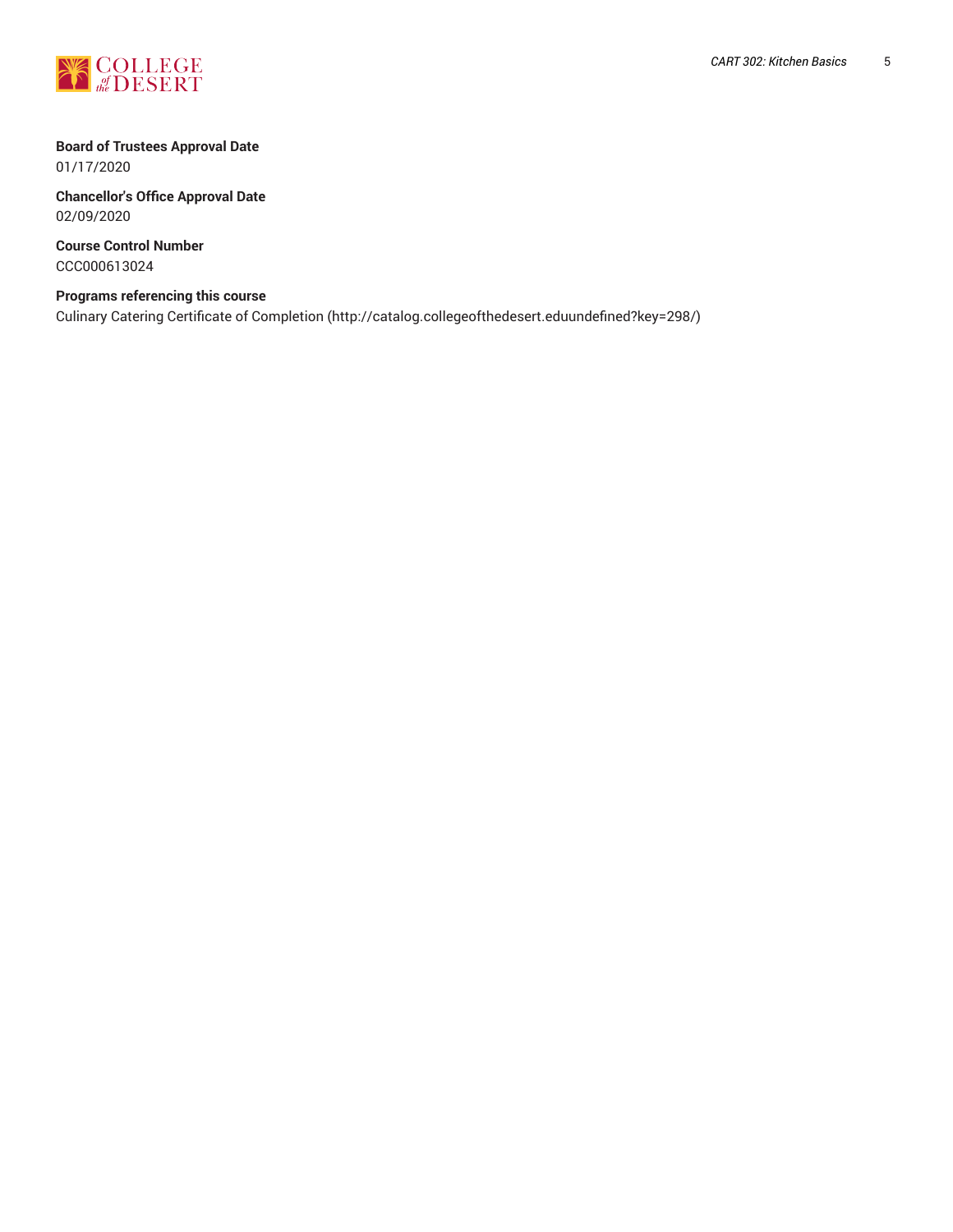**Board of Trustees Approval Date**
01/17/2020

**Chancellor's Office Approval Date**
02/09/2020

**Course Control Number**
CCC000613024

**Programs referencing this course**
Culinary Catering Certificate of Completion (http://catalog.collegeofthedesert.eduundefined?key=298/)